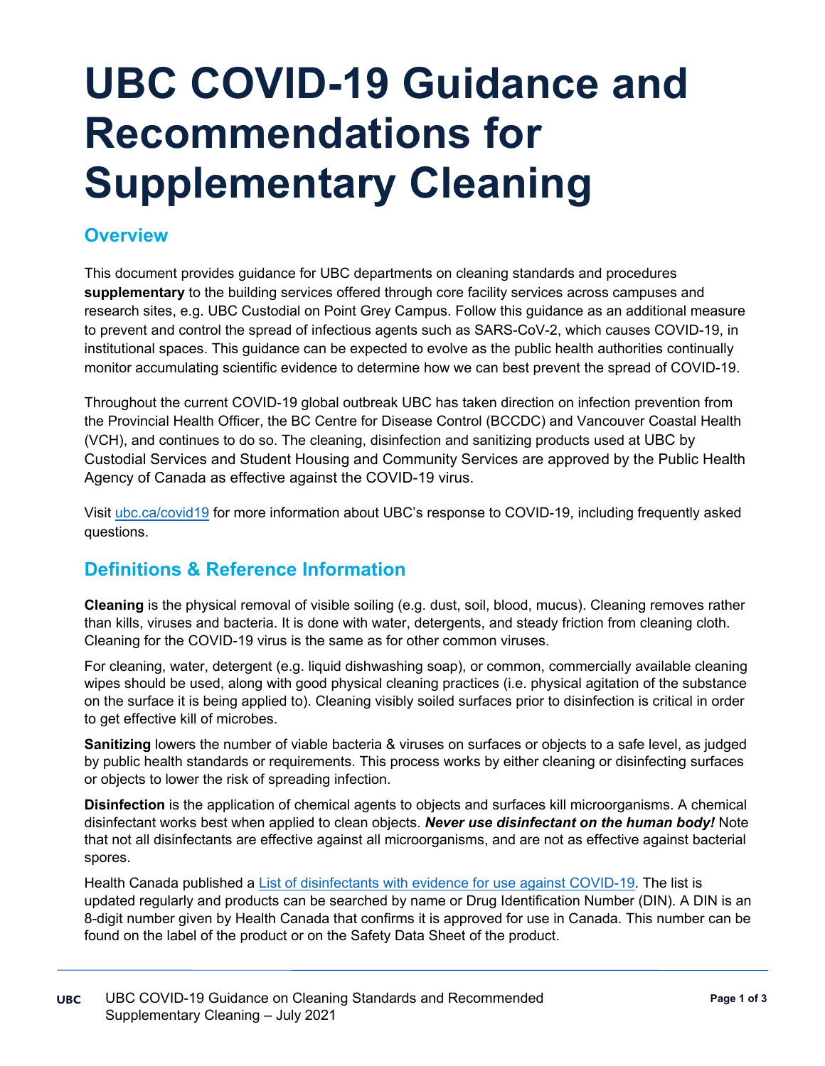# UBC COVID-19 Guidance and Recommendations for Supplementary Cleaning

## Overview

This document provides guidance for UBC departments on cleaning standards and procedures **supplementary** to the building services offered through core facility services across campuses and research sites, e.g. UBC Custodial on Point Grey Campus. Follow this guidance as an additional measure to prevent and control the spread of infectious agents such as SARS-CoV-2, which causes COVID-19, in institutional spaces. This guidance can be expected to evolve as the public health authorities continually monitor accumulating scientific evidence to determine how we can best prevent the spread of COVID-19.

Throughout the current COVID-19 global outbreak UBC has taken direction on infection prevention from the Provincial Health Officer, the BC Centre for Disease Control (BCCDC) and Vancouver Coastal Health (VCH), and continues to do so. The cleaning, disinfection and sanitizing products used at UBC by Custodial Services and Student Housing and Community Services are approved by the Public Health Agency of Canada as effective against the COVID-19 virus.

Visit [ubc.ca/covid19](ubc.ca/covid19) for more information about UBC's response to COVID-19, including frequently asked questions.

## Definitions & Reference Information

**Cleaning** is the physical removal of visible soiling (e.g. dust, soil, blood, mucus). Cleaning removes rather than kills, viruses and bacteria. It is done with water, detergents, and steady friction from cleaning cloth. Cleaning for the COVID-19 virus is the same as for other common viruses.

For cleaning, water, detergent (e.g. liquid dishwashing soap), or common, commercially available cleaning wipes should be used, along with good physical cleaning practices (i.e. physical agitation of the substance on the surface it is being applied to). Cleaning visibly soiled surfaces prior to disinfection is critical in order to get effective kill of microbes.

**Sanitizing** lowers the number of viable bacteria & viruses on surfaces or objects to a safe level, as judged by public health standards or requirements. This process works by either cleaning or disinfecting surfaces or objects to lower the risk of spreading infection.

**Disinfection** is the application of chemical agents to objects and surfaces kill microorganisms. A chemical disinfectant works best when applied to clean objects. ***Never use disinfectant on the human body!*** Note that not all disinfectants are effective against all microorganisms, and are not as effective against bacterial spores.

Health Canada published a List of disinfectants with evidence for use against COVID-19. The list is updated regularly and products can be searched by name or Drug Identification Number (DIN). A DIN is an 8-digit number given by Health Canada that confirms it is approved for use in Canada. This number can be found on the label of the product or on the Safety Data Sheet of the product.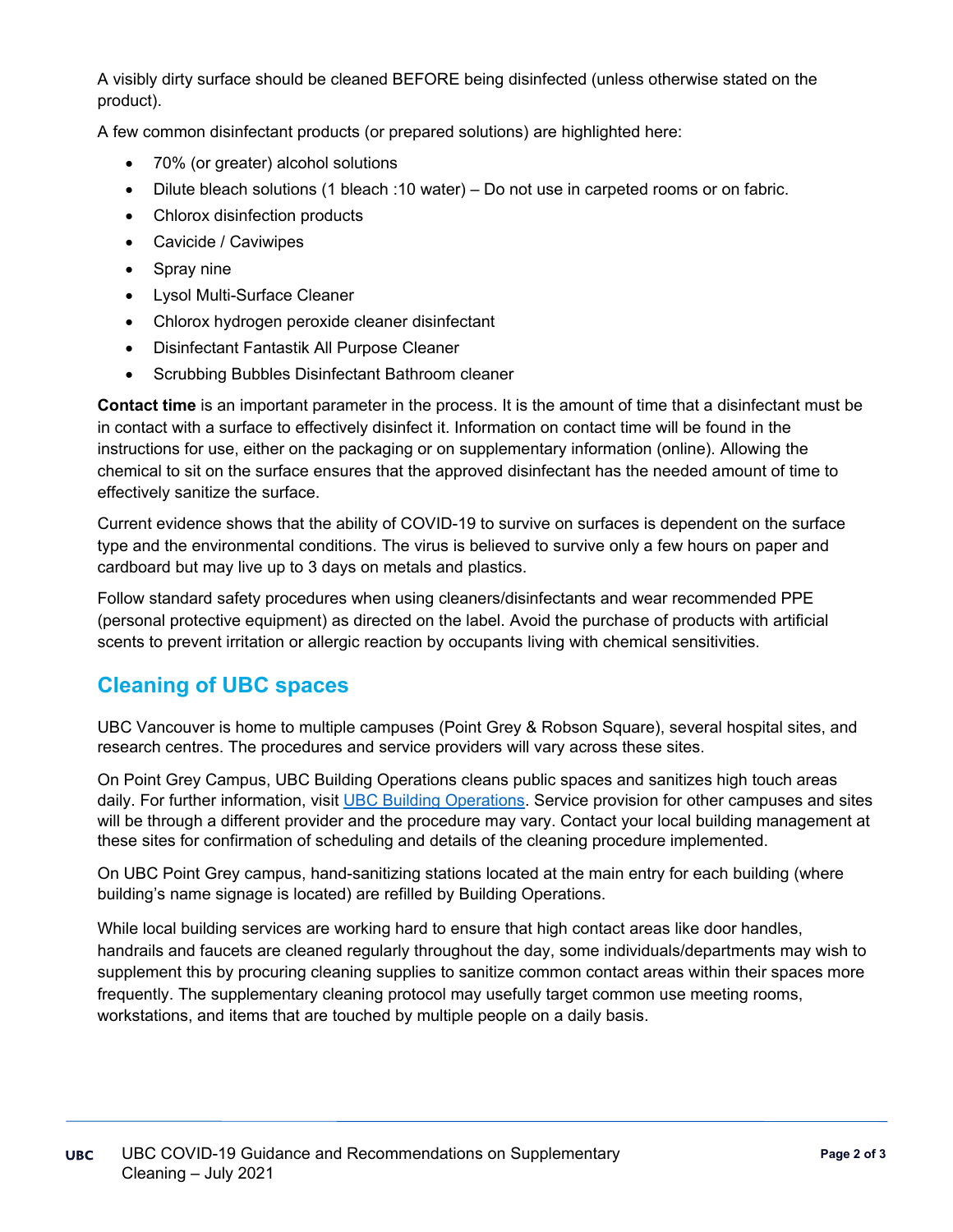A visibly dirty surface should be cleaned BEFORE being disinfected (unless otherwise stated on the product).

A few common disinfectant products (or prepared solutions) are highlighted here:

- 70% (or greater) alcohol solutions
- Dilute bleach solutions (1 bleach :10 water) – Do not use in carpeted rooms or on fabric.
- Chlorox disinfection products
- Cavicide / Caviwipes
- Spray nine
- Lysol Multi-Surface Cleaner
- Chlorox hydrogen peroxide cleaner disinfectant
- Disinfectant Fantastik All Purpose Cleaner
- Scrubbing Bubbles Disinfectant Bathroom cleaner

**Contact time** is an important parameter in the process. It is the amount of time that a disinfectant must be in contact with a surface to effectively disinfect it. Information on contact time will be found in the instructions for use, either on the packaging or on supplementary information (online). Allowing the chemical to sit on the surface ensures that the approved disinfectant has the needed amount of time to effectively sanitize the surface.

Current evidence shows that the ability of COVID-19 to survive on surfaces is dependent on the surface type and the environmental conditions. The virus is believed to survive only a few hours on paper and cardboard but may live up to 3 days on metals and plastics.

Follow standard safety procedures when using cleaners/disinfectants and wear recommended PPE (personal protective equipment) as directed on the label. Avoid the purchase of products with artificial scents to prevent irritation or allergic reaction by occupants living with chemical sensitivities.

## Cleaning of UBC spaces

UBC Vancouver is home to multiple campuses (Point Grey & Robson Square), several hospital sites, and research centres. The procedures and service providers will vary across these sites.

On Point Grey Campus, UBC Building Operations cleans public spaces and sanitizes high touch areas daily. For further information, visit UBC Building Operations. Service provision for other campuses and sites will be through a different provider and the procedure may vary. Contact your local building management at these sites for confirmation of scheduling and details of the cleaning procedure implemented.

On UBC Point Grey campus, hand-sanitizing stations located at the main entry for each building (where building's name signage is located) are refilled by Building Operations.

While local building services are working hard to ensure that high contact areas like door handles, handrails and faucets are cleaned regularly throughout the day, some individuals/departments may wish to supplement this by procuring cleaning supplies to sanitize common contact areas within their spaces more frequently. The supplementary cleaning protocol may usefully target common use meeting rooms, workstations, and items that are touched by multiple people on a daily basis.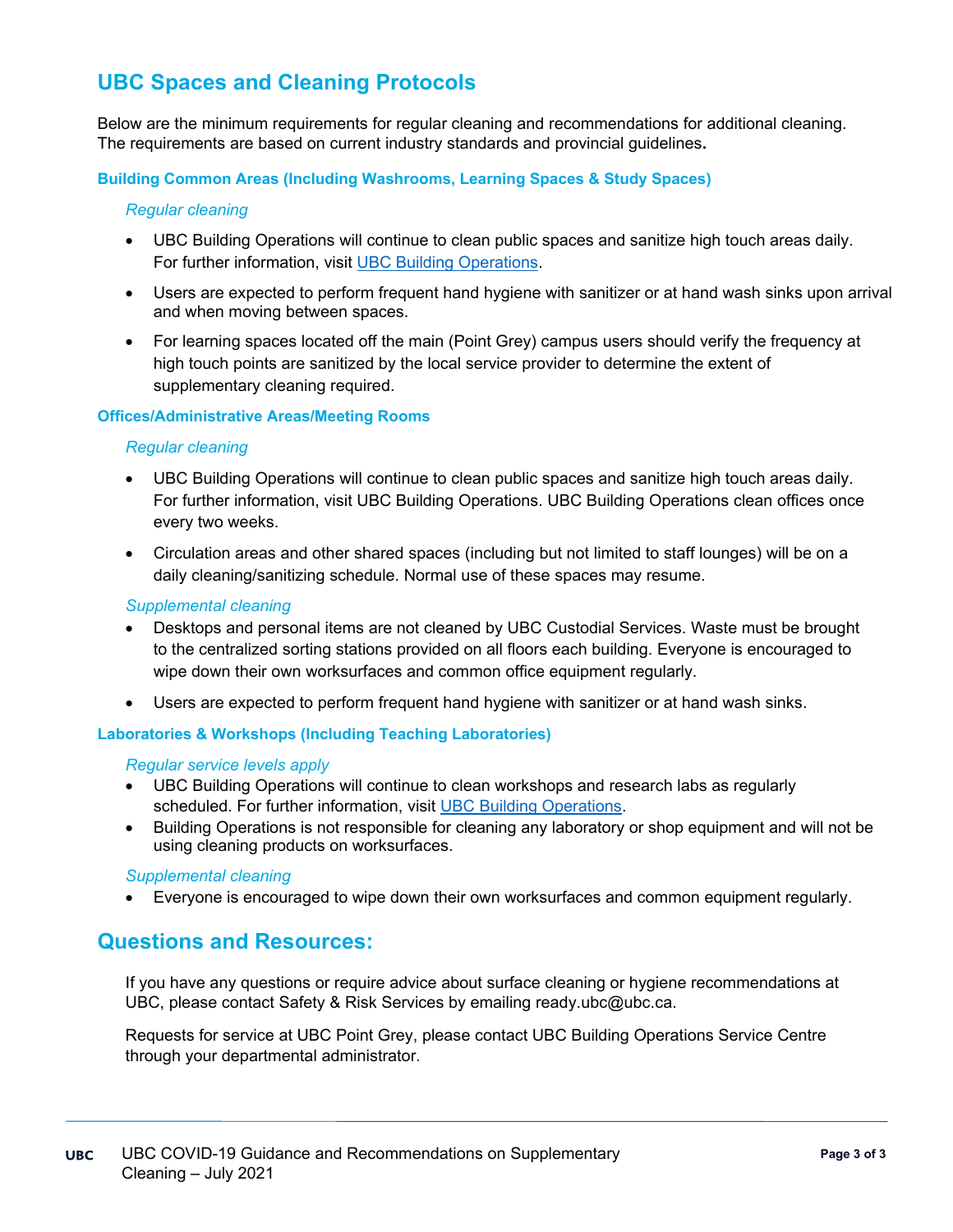## UBC Spaces and Cleaning Protocols

Below are the minimum requirements for regular cleaning and recommendations for additional cleaning. The requirements are based on current industry standards and provincial guidelines.

### Building Common Areas (Including Washrooms, Learning Spaces & Study Spaces)

*Regular cleaning*

- UBC Building Operations will continue to clean public spaces and sanitize high touch areas daily. For further information, visit UBC Building Operations.
- Users are expected to perform frequent hand hygiene with sanitizer or at hand wash sinks upon arrival and when moving between spaces.
- For learning spaces located off the main (Point Grey) campus users should verify the frequency at high touch points are sanitized by the local service provider to determine the extent of supplementary cleaning required.

### Offices/Administrative Areas/Meeting Rooms

*Regular cleaning*

- UBC Building Operations will continue to clean public spaces and sanitize high touch areas daily. For further information, visit UBC Building Operations. UBC Building Operations clean offices once every two weeks.
- Circulation areas and other shared spaces (including but not limited to staff lounges) will be on a daily cleaning/sanitizing schedule. Normal use of these spaces may resume.

*Supplemental cleaning*

- Desktops and personal items are not cleaned by UBC Custodial Services. Waste must be brought to the centralized sorting stations provided on all floors each building. Everyone is encouraged to wipe down their own worksurfaces and common office equipment regularly.
- Users are expected to perform frequent hand hygiene with sanitizer or at hand wash sinks.

### Laboratories & Workshops (Including Teaching Laboratories)

*Regular service levels apply*

- UBC Building Operations will continue to clean workshops and research labs as regularly scheduled. For further information, visit UBC Building Operations.
- Building Operations is not responsible for cleaning any laboratory or shop equipment and will not be using cleaning products on worksurfaces.

*Supplemental cleaning*

- Everyone is encouraged to wipe down their own worksurfaces and common equipment regularly.

## Questions and Resources:

If you have any questions or require advice about surface cleaning or hygiene recommendations at UBC, please contact Safety & Risk Services by emailing ready.ubc@ubc.ca.

Requests for service at UBC Point Grey, please contact UBC Building Operations Service Centre through your departmental administrator.